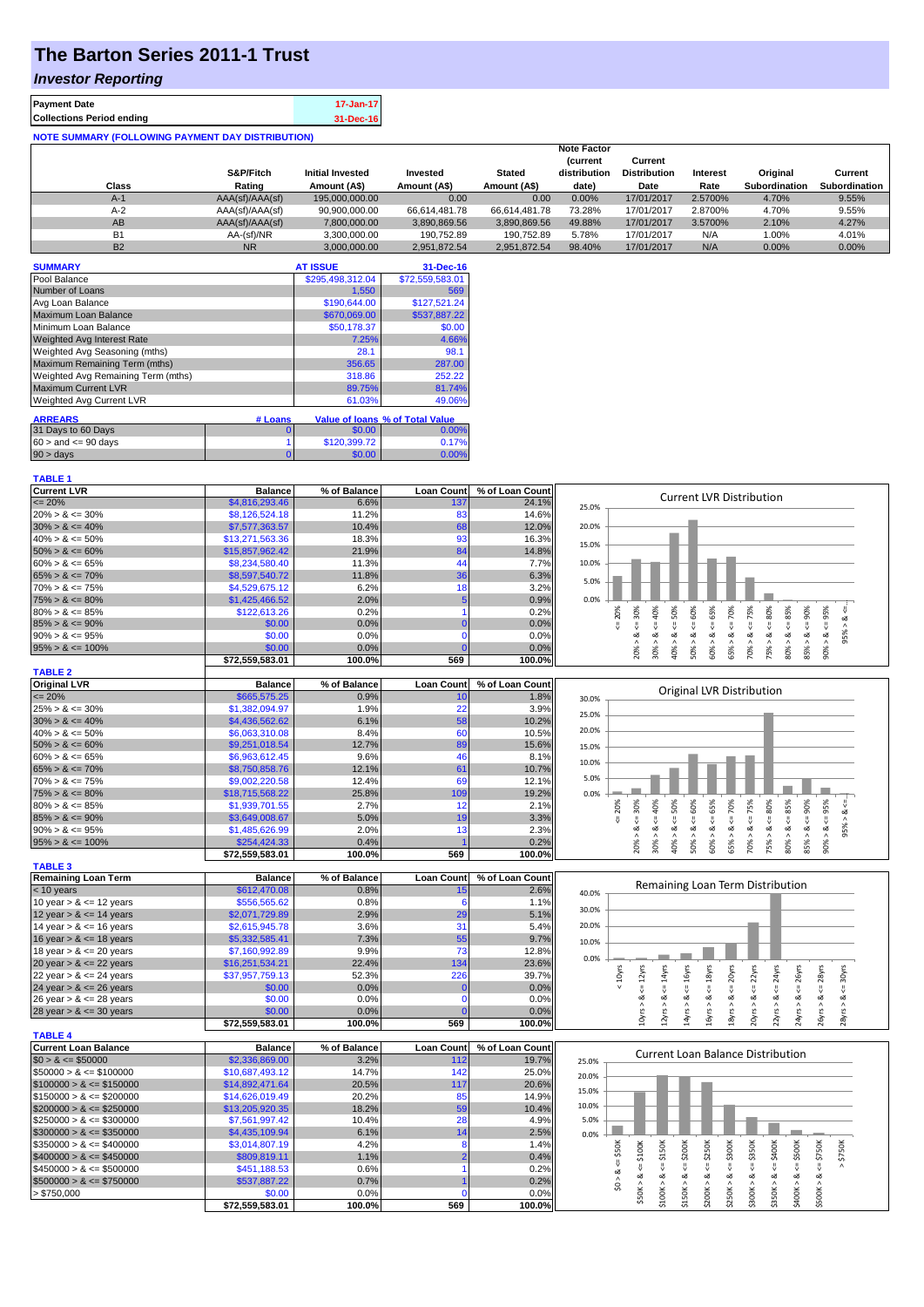# The Barton Series 2011-1 Trust

## *Investor Reporting*

| Payment Date | 17-Jan-17 |
|---|---|
| Collections Period ending | 31-Dec-16 |

**NOTE SUMMARY (FOLLOWING PAYMENT DAY DISTRIBUTION)**

| Class | S&P/Fitch Rating | Initial Invested Amount (A$) | Invested Amount (A$) | Stated Amount (A$) | Note Factor (current distribution date) | Current Distribution Date | Interest Rate | Original Subordination | Current Subordination |
|---|---|---|---|---|---|---|---|---|---|
| A-1 | AAA(sf)/AAA(sf) | 195,000,000.00 | 0.00 | 0.00 | 0.00% | 17/01/2017 | 2.5700% | 4.70% | 9.55% |
| A-2 | AAA(sf)/AAA(sf) | 90,900,000.00 | 66,614,481.78 | 66,614,481.78 | 73.28% | 17/01/2017 | 2.8700% | 4.70% | 9.55% |
| AB | AAA(sf)/AAA(sf) | 7,800,000.00 | 3,890,869.56 | 3,890,869.56 | 49.88% | 17/01/2017 | 3.5700% | 2.10% | 4.27% |
| B1 | AA-(sf)/NR | 3,300,000.00 | 190,752.89 | 190,752.89 | 5.78% | 17/01/2017 | N/A | 1.00% | 4.01% |
| B2 | NR | 3,000,000.00 | 2,951,872.54 | 2,951,872.54 | 98.40% | 17/01/2017 | N/A | 0.00% | 0.00% |

| SUMMARY | AT ISSUE | 31-Dec-16 |
|---|---|---|
| Pool Balance | $295,498,312.04 | $72,559,583.01 |
| Number of Loans | 1,550 | 569 |
| Avg Loan Balance | $190,644.00 | $127,521.24 |
| Maximum Loan Balance | $670,069.00 | $537,887.22 |
| Minimum Loan Balance | $50,178.37 | $0.00 |
| Weighted Avg Interest Rate | 7.25% | 4.66% |
| Weighted Avg Seasoning (mths) | 28.1 | 98.1 |
| Maximum Remaining Term (mths) | 356.65 | 287.00 |
| Weighted Avg Remaining Term (mths) | 318.86 | 252.22 |
| Maximum Current LVR | 89.75% | 81.74% |
| Weighted Avg Current LVR | 61.03% | 49.06% |

| ARREARS | # Loans | Value of loans | % of Total Value |
|---|---|---|---|
| 31 Days to 60 Days | 0 | $0.00 | 0.00% |
| 60 > and <= 90 days | 1 | $120,399.72 | 0.17% |
| 90 > days | 0 | $0.00 | 0.00% |

**TABLE 1**

| Current LVR | Balance | % of Balance | Loan Count | % of Loan Count |
|---|---|---|---|---|
| <= 20% | $4,816,293.46 | 6.6% | 137 | 24.1% |
| 20% > & <= 30% | $8,126,524.18 | 11.2% | 83 | 14.6% |
| 30% > & <= 40% | $7,577,363.57 | 10.4% | 68 | 12.0% |
| 40% > & <= 50% | $13,271,563.36 | 18.3% | 93 | 16.3% |
| 50% > & <= 60% | $15,857,962.42 | 21.9% | 84 | 14.8% |
| 60% > & <= 65% | $8,234,580.40 | 11.3% | 44 | 7.7% |
| 65% > & <= 70% | $8,597,540.72 | 11.8% | 36 | 6.3% |
| 70% > & <= 75% | $4,529,675.12 | 6.2% | 18 | 3.2% |
| 75% > & <= 80% | $1,425,466.52 | 2.0% | 5 | 0.9% |
| 80% > & <= 85% | $122,613.26 | 0.2% | 1 | 0.2% |
| 85% > & <= 90% | $0.00 | 0.0% | 0 | 0.0% |
| 90% > & <= 95% | $0.00 | 0.0% | 0 | 0.0% |
| 95% > & <= 100% | $0.00 | 0.0% | 0 | 0.0% |
| | $72,559,583.01 | 100.0% | 569 | 100.0% |

**TABLE 2**

| Original LVR | Balance | % of Balance | Loan Count | % of Loan Count |
|---|---|---|---|---|
| <= 20% | $665,575.25 | 0.9% | 10 | 1.8% |
| 25% > & <= 30% | $1,382,094.97 | 1.9% | 22 | 3.9% |
| 30% > & <= 40% | $4,436,562.62 | 6.1% | 58 | 10.2% |
| 40% > & <= 50% | $6,063,310.08 | 8.4% | 60 | 10.5% |
| 50% > & <= 60% | $9,251,018.54 | 12.7% | 89 | 15.6% |
| 60% > & <= 65% | $6,963,612.45 | 9.6% | 46 | 8.1% |
| 65% > & <= 70% | $8,750,858.76 | 12.1% | 61 | 10.7% |
| 70% > & <= 75% | $9,002,220.58 | 12.4% | 69 | 12.1% |
| 75% > & <= 80% | $18,715,568.22 | 25.8% | 109 | 19.2% |
| 80% > & <= 85% | $1,939,701.55 | 2.7% | 12 | 2.1% |
| 85% > & <= 90% | $3,649,008.67 | 5.0% | 19 | 3.3% |
| 90% > & <= 95% | $1,485,626.99 | 2.0% | 13 | 2.3% |
| 95% > & <= 100% | $254,424.33 | 0.4% | 1 | 0.2% |
| | $72,559,583.01 | 100.0% | 569 | 100.0% |

**TABLE 3**

| Remaining Loan Term | Balance | % of Balance | Loan Count | % of Loan Count |
|---|---|---|---|---|
| < 10 years | $612,470.08 | 0.8% | 15 | 2.6% |
| 10 year > & <= 12 years | $556,565.62 | 0.8% | 6 | 1.1% |
| 12 year > & <= 14 years | $2,071,729.89 | 2.9% | 29 | 5.1% |
| 14 year > & <= 16 years | $2,615,945.78 | 3.6% | 31 | 5.4% |
| 16 year > & <= 18 years | $5,332,585.41 | 7.3% | 55 | 9.7% |
| 18 year > & <= 20 years | $7,160,992.89 | 9.9% | 73 | 12.8% |
| 20 year > & <= 22 years | $16,251,534.21 | 22.4% | 134 | 23.6% |
| 22 year > & <= 24 years | $37,957,759.13 | 52.3% | 226 | 39.7% |
| 24 year > & <= 26 years | $0.00 | 0.0% | 0 | 0.0% |
| 26 year > & <= 28 years | $0.00 | 0.0% | 0 | 0.0% |
| 28 year > & <= 30 years | $0.00 | 0.0% | 0 | 0.0% |
| | $72,559,583.01 | 100.0% | 569 | 100.0% |

**TABLE 4**

| Current Loan Balance | Balance | % of Balance | Loan Count | % of Loan Count |
|---|---|---|---|---|
| $0 > & <= $50000 | $2,336,869.00 | 3.2% | 112 | 19.7% |
| $50000 > & <= $100000 | $10,687,493.12 | 14.7% | 142 | 25.0% |
| $100000 > & <= $150000 | $14,892,471.64 | 20.5% | 117 | 20.6% |
| $150000 > & <= $200000 | $14,626,019.49 | 20.2% | 85 | 14.9% |
| $200000 > & <= $250000 | $13,205,920.35 | 18.2% | 59 | 10.4% |
| $250000 > & <= $300000 | $7,561,997.42 | 10.4% | 28 | 4.9% |
| $300000 > & <= $350000 | $4,435,109.94 | 6.1% | 14 | 2.5% |
| $350000 > & <= $400000 | $3,014,807.19 | 4.2% | 8 | 1.4% |
| $400000 > & <= $450000 | $809,819.11 | 1.1% | 2 | 0.4% |
| $450000 > & <= $500000 | $451,188.53 | 0.6% | 1 | 0.2% |
| $500000 > & <= $750000 | $537,887.22 | 0.7% | 1 | 0.2% |
| > $750,000 | $0.00 | 0.0% | 0 | 0.0% |
| | $72,559,583.01 | 100.0% | 569 | 100.0% |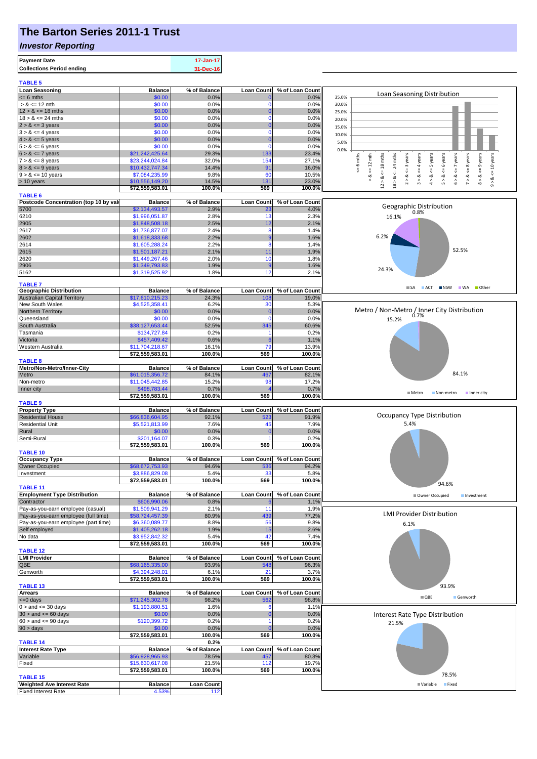# The Barton Series 2011-1 Trust

## *Investor Reporting*

| | |
|---|---|
| **Payment Date** | 17-Jan-17 |
| **Collections Period ending** | 31-Dec-16 |

**TABLE 5**

| Loan Seasoning | Balance | % of Balance | Loan Count | % of Loan Count |
|---|---|---|---|---|
| <= 6 mths | $0.00 | 0.0% | 0 | 0.0% |
| > & <= 12 mth | $0.00 | 0.0% | 0 | 0.0% |
| 12 > & <= 18 mths | $0.00 | 0.0% | 0 | 0.0% |
| 18 > & <= 24 mths | $0.00 | 0.0% | 0 | 0.0% |
| 2 > & <= 3 years | $0.00 | 0.0% | 0 | 0.0% |
| 3 > & <= 4 years | $0.00 | 0.0% | 0 | 0.0% |
| 4 > & <= 5 years | $0.00 | 0.0% | 0 | 0.0% |
| 5 > & <= 6 years | $0.00 | 0.0% | 0 | 0.0% |
| 6 > & <= 7 years | $21,242,425.64 | 29.3% | 133 | 23.4% |
| 7 > & <= 8 years | $23,244,024.84 | 32.0% | 154 | 27.1% |
| 8 > & <= 9 years | $10,432,747.34 | 14.4% | 91 | 16.0% |
| 9 > & <= 10 years | $7,084,235.99 | 9.8% | 60 | 10.5% |
| > 10 years | $10,556,149.20 | 14.5% | 131 | 23.0% |
| | $72,559,583.01 | 100.0% | 569 | 100.0% |

Loan Seasoning Distribution

35.0%
30.0%
25.0%
20.0%
15.0%
10.0%
5.0%
0.0%

<= 6 mths
> & <= 12 mth
12 > & <= 18 mths
18 > & <= 24 mths
2 > & <= 3 years
3 > & <= 4 years
4 > & <= 5 years
5 > & <= 6 years
6 > & <= 7 years
7 > & <= 8 years
8 > & <= 9 years
9 > & <= 10 years

**TABLE 6**

| Postcode Concentration (top 10 by value) | Balance | % of Balance | Loan Count | % of Loan Count |
|---|---|---|---|---|
| 5700 | $2,134,493.57 | 2.9% | 23 | 4.0% |
| 6210 | $1,996,051.87 | 2.8% | 13 | 2.3% |
| 2905 | $1,848,508.18 | 2.5% | 12 | 2.1% |
| 2617 | $1,736,877.07 | 2.4% | 8 | 1.4% |
| 2602 | $1,618,333.68 | 2.2% | 9 | 1.6% |
| 2614 | $1,605,288.24 | 2.2% | 8 | 1.4% |
| 2615 | $1,501,187.21 | 2.1% | 11 | 1.9% |
| 2620 | $1,449,267.46 | 2.0% | 10 | 1.8% |
| 2906 | $1,349,793.83 | 1.9% | 9 | 1.6% |
| 5162 | $1,319,525.92 | 1.8% | 12 | 2.1% |

Geographic Distribution

0.8%
16.1%
6.2%
52.5%
24.3%

SA ACT NSW WA Other

**TABLE 7**

| Geographic Distribution | Balance | % of Balance | Loan Count | % of Loan Count |
|---|---|---|---|---|
| Australian Capital Territory | $17,610,215.23 | 24.3% | 108 | 19.0% |
| New South Wales | $4,525,358.41 | 6.2% | 30 | 5.3% |
| Northern Territory | $0.00 | 0.0% | 0 | 0.0% |
| Queensland | $0.00 | 0.0% | 0 | 0.0% |
| South Australia | $38,127,653.44 | 52.5% | 345 | 60.6% |
| Tasmania | $134,727.84 | 0.2% | 1 | 0.2% |
| Victoria | $457,409.42 | 0.6% | 6 | 1.1% |
| Western Australia | $11,704,218.67 | 16.1% | 79 | 13.9% |
| | $72,559,583.01 | 100.0% | 569 | 100.0% |

Metro / Non-Metro / Inner City Distribution

0.7%
15.2%
84.1%

Metro Non-metro Inner city

**TABLE 8**

| Metro/Non-Metro/Inner-City | Balance | % of Balance | Loan Count | % of Loan Count |
|---|---|---|---|---|
| Metro | $61,015,356.72 | 84.1% | 467 | 82.1% |
| Non-metro | $11,045,442.85 | 15.2% | 98 | 17.2% |
| Inner city | $498,783.44 | 0.7% | 4 | 0.7% |
| | $72,559,583.01 | 100.0% | 569 | 100.0% |

**TABLE 9**

| Property Type | Balance | % of Balance | Loan Count | % of Loan Count |
|---|---|---|---|---|
| Residential House | $66,836,604.95 | 92.1% | 523 | 91.9% |
| Residential Unit | $5,521,813.99 | 7.6% | 45 | 7.9% |
| Rural | $0.00 | 0.0% | 0 | 0.0% |
| Semi-Rural | $201,164.07 | 0.3% | 1 | 0.2% |
| | $72,559,583.01 | 100.0% | 569 | 100.0% |

Occupancy Type Distribution

5.4%
94.6%

Owner Occupied Investment

**TABLE 10**

| Occupancy Type | Balance | % of Balance | Loan Count | % of Loan Count |
|---|---|---|---|---|
| Owner Occupied | $68,672,753.93 | 94.6% | 536 | 94.2% |
| Investment | $3,886,829.08 | 5.4% | 33 | 5.8% |
| | $72,559,583.01 | 100.0% | 569 | 100.0% |

**TABLE 11**

| Employment Type Distribution | Balance | % of Balance | Loan Count | % of Loan Count |
|---|---|---|---|---|
| Contractor | $606,990.06 | 0.8% | 6 | 1.1% |
| Pay-as-you-earn employee (casual) | $1,509,941.29 | 2.1% | 11 | 1.9% |
| Pay-as-you-earn employee (full time) | $58,724,457.39 | 80.9% | 439 | 77.2% |
| Pay-as-you-earn employee (part time) | $6,360,089.77 | 8.8% | 56 | 9.8% |
| Self employed | $1,405,262.18 | 1.9% | 15 | 2.6% |
| No data | $3,952,842.32 | 5.4% | 42 | 7.4% |
| | $72,559,583.01 | 100.0% | 569 | 100.0% |

LMI Provider Distribution

6.1%
93.9%

QBE Genworth

**TABLE 12**

| LMI Provider | Balance | % of Balance | Loan Count | % of Loan Count |
|---|---|---|---|---|
| QBE | $68,165,335.00 | 93.9% | 548 | 96.3% |
| Genworth | $4,394,248.01 | 6.1% | 21 | 3.7% |
| | $72,559,583.01 | 100.0% | 569 | 100.0% |

**TABLE 13**

| Arrears | Balance | % of Balance | Loan Count | % of Loan Count |
|---|---|---|---|---|
| <=0 days | $71,245,302.78 | 98.2% | 562 | 98.8% |
| 0 > and <= 30 days | $1,193,880.51 | 1.6% | 6 | 1.1% |
| 30 > and <= 60 days | $0.00 | 0.0% | 0 | 0.0% |
| 60 > and <= 90 days | $120,399.72 | 0.2% | 1 | 0.2% |
| 90 > days | $0.00 | 0.0% | 0 | 0.0% |
| | $72,559,583.01 | 100.0% | 569 | 100.0% |
| | | 0.2% | | |

Interest Rate Type Distribution

21.5%
78.5%

Variable Fixed

**TABLE 14**

| Interest Rate Type | Balance | % of Balance | Loan Count | % of Loan Count |
|---|---|---|---|---|
| Variable | $56,928,965.93 | 78.5% | 457 | 80.3% |
| Fixed | $15,630,617.08 | 21.5% | 112 | 19.7% |
| | $72,559,583.01 | 100.0% | 569 | 100.0% |

**TABLE 15**

| Weighted Ave Interest Rate | Balance | Loan Count |
|---|---|---|
| Fixed Interest Rate | 4.53% | 112 |